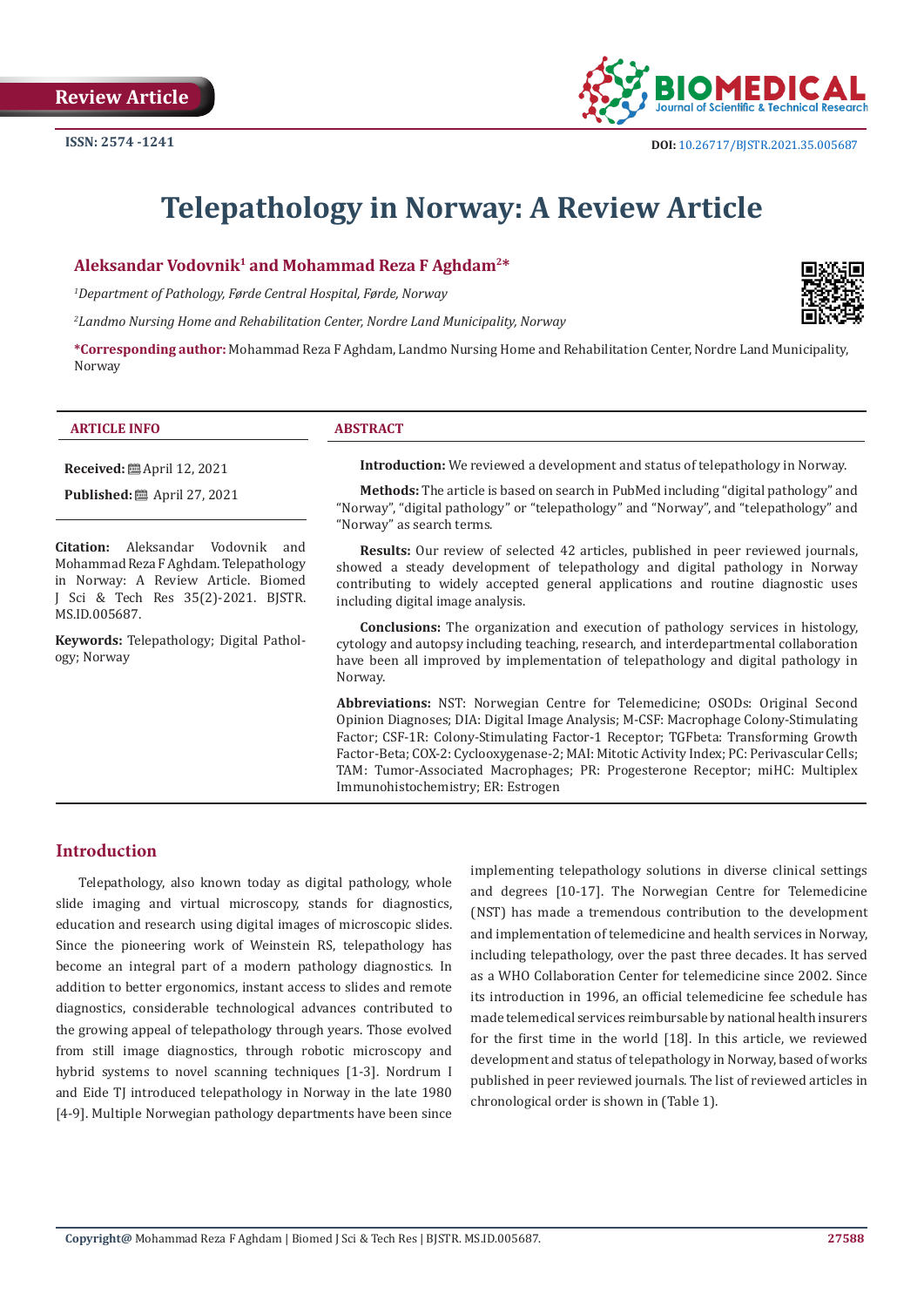Review Article

ISSN: 2574 -1241

DOI: 10.26717/BJSTR.2021.35.005687

# Telepathology in Norway: A Review Article

**Aleksandar Vodovnik[1] and Mohammad Reza F Aghdam[2]***

[1]*Department of Pathology, Førde Central Hospital, Førde, Norway*

[2]*Landmo Nursing Home and Rehabilitation Center, Nordre Land Municipality, Norway*

***Corresponding author:** Mohammad Reza F Aghdam, Landmo Nursing Home and Rehabilitation Center, Nordre Land Municipality, Norway

## ARTICLE INFO

**Received:** April 12, 2021

**Published:** April 27, 2021

**Citation:** Aleksandar Vodovnik and Mohammad Reza F Aghdam. Telepathology in Norway: A Review Article. Biomed J Sci & Tech Res 35(2)-2021. BJSTR. MS.ID.005687.

**Keywords:** Telepathology; Digital Pathology; Norway

## ABSTRACT

**Introduction:** We reviewed a development and status of telepathology in Norway.

**Methods:** The article is based on search in PubMed including "digital pathology" and "Norway", "digital pathology" or "telepathology" and "Norway", and "telepathology" and "Norway" as search terms.

**Results:** Our review of selected 42 articles, published in peer reviewed journals, showed a steady development of telepathology and digital pathology in Norway contributing to widely accepted general applications and routine diagnostic uses including digital image analysis.

**Conclusions:** The organization and execution of pathology services in histology, cytology and autopsy including teaching, research, and interdepartmental collaboration have been all improved by implementation of telepathology and digital pathology in Norway.

**Abbreviations:** NST: Norwegian Centre for Telemedicine; OSODs: Original Second Opinion Diagnoses; DIA: Digital Image Analysis; M-CSF: Macrophage Colony-Stimulating Factor; CSF-1R: Colony-Stimulating Factor-1 Receptor; TGFbeta: Transforming Growth Factor-Beta; COX-2: Cyclooxygenase-2; MAI: Mitotic Activity Index; PC: Perivascular Cells; TAM: Tumor-Associated Macrophages; PR: Progesterone Receptor; miHC: Multiplex Immunohistochemistry; ER: Estrogen

## Introduction

Telepathology, also known today as digital pathology, whole slide imaging and virtual microscopy, stands for diagnostics, education and research using digital images of microscopic slides. Since the pioneering work of Weinstein RS, telepathology has become an integral part of a modern pathology diagnostics. In addition to better ergonomics, instant access to slides and remote diagnostics, considerable technological advances contributed to the growing appeal of telepathology through years. Those evolved from still image diagnostics, through robotic microscopy and hybrid systems to novel scanning techniques [1-3]. Nordrum I and Eide TJ introduced telepathology in Norway in the late 1980 [4-9]. Multiple Norwegian pathology departments have been since implementing telepathology solutions in diverse clinical settings and degrees [10-17]. The Norwegian Centre for Telemedicine (NST) has made a tremendous contribution to the development and implementation of telemedicine and health services in Norway, including telepathology, over the past three decades. It has served as a WHO Collaboration Center for telemedicine since 2002. Since its introduction in 1996, an official telemedicine fee schedule has made telemedical services reimbursable by national health insurers for the first time in the world [18]. In this article, we reviewed development and status of telepathology in Norway, based of works published in peer reviewed journals. The list of reviewed articles in chronological order is shown in (Table 1).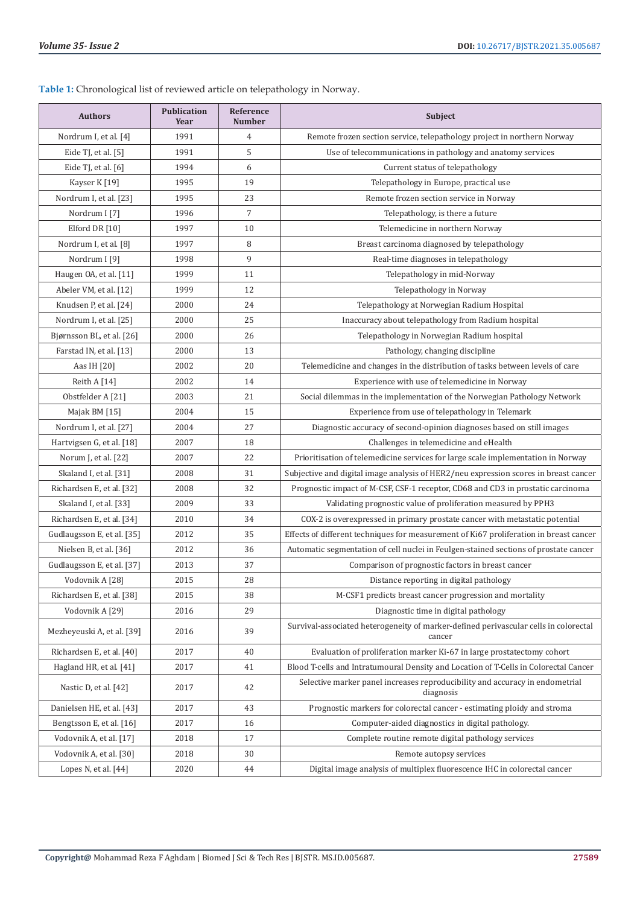**Table 1:** Chronological list of reviewed article on telepathology in Norway.

| Authors | Publication Year | Reference Number | Subject |
|---|---|---|---|
| Nordrum I, et al. [4] | 1991 | 4 | Remote frozen section service, telepathology project in northern Norway |
| Eide TJ, et al. [5] | 1991 | 5 | Use of telecommunications in pathology and anatomy services |
| Eide TJ, et al. [6] | 1994 | 6 | Current status of telepathology |
| Kayser K [19] | 1995 | 19 | Telepathology in Europe, practical use |
| Nordrum I, et al. [23] | 1995 | 23 | Remote frozen section service in Norway |
| Nordrum I [7] | 1996 | 7 | Telepathology, is there a future |
| Elford DR [10] | 1997 | 10 | Telemedicine in northern Norway |
| Nordrum I, et al. [8] | 1997 | 8 | Breast carcinoma diagnosed by telepathology |
| Nordrum I [9] | 1998 | 9 | Real-time diagnoses in telepathology |
| Haugen OA, et al. [11] | 1999 | 11 | Telepathology in mid-Norway |
| Abeler VM, et al. [12] | 1999 | 12 | Telepathology in Norway |
| Knudsen P, et al. [24] | 2000 | 24 | Telepathology at Norwegian Radium Hospital |
| Nordrum I, et al. [25] | 2000 | 25 | Inaccuracy about telepathology from Radium hospital |
| Bjørnsson BL, et al. [26] | 2000 | 26 | Telepathology in Norwegian Radium hospital |
| Farstad IN, et al. [13] | 2000 | 13 | Pathology, changing discipline |
| Aas IH [20] | 2002 | 20 | Telemedicine and changes in the distribution of tasks between levels of care |
| Reith A [14] | 2002 | 14 | Experience with use of telemedicine in Norway |
| Obstfelder A [21] | 2003 | 21 | Social dilemmas in the implementation of the Norwegian Pathology Network |
| Majak BM [15] | 2004 | 15 | Experience from use of telepathology in Telemark |
| Nordrum I, et al. [27] | 2004 | 27 | Diagnostic accuracy of second-opinion diagnoses based on still images |
| Hartvigsen G, et al. [18] | 2007 | 18 | Challenges in telemedicine and eHealth |
| Norum J, et al. [22] | 2007 | 22 | Prioritisation of telemedicine services for large scale implementation in Norway |
| Skaland I, et al. [31] | 2008 | 31 | Subjective and digital image analysis of HER2/neu expression scores in breast cancer |
| Richardsen E, et al. [32] | 2008 | 32 | Prognostic impact of M-CSF, CSF-1 receptor, CD68 and CD3 in prostatic carcinoma |
| Skaland I, et al. [33] | 2009 | 33 | Validating prognostic value of proliferation measured by PPH3 |
| Richardsen E, et al. [34] | 2010 | 34 | COX-2 is overexpressed in primary prostate cancer with metastatic potential |
| Gudlaugsson E, et al. [35] | 2012 | 35 | Effects of different techniques for measurement of Ki67 proliferation in breast cancer |
| Nielsen B, et al. [36] | 2012 | 36 | Automatic segmentation of cell nuclei in Feulgen-stained sections of prostate cancer |
| Gudlaugsson E, et al. [37] | 2013 | 37 | Comparison of prognostic factors in breast cancer |
| Vodovnik A [28] | 2015 | 28 | Distance reporting in digital pathology |
| Richardsen E, et al. [38] | 2015 | 38 | M-CSF1 predicts breast cancer progression and mortality |
| Vodovnik A [29] | 2016 | 29 | Diagnostic time in digital pathology |
| Mezheyeuski A, et al. [39] | 2016 | 39 | Survival-associated heterogeneity of marker-defined perivascular cells in colorectal cancer |
| Richardsen E, et al. [40] | 2017 | 40 | Evaluation of proliferation marker Ki-67 in large prostatectomy cohort |
| Hagland HR, et al. [41] | 2017 | 41 | Blood T-cells and Intratumoural Density and Location of T-Cells in Colorectal Cancer |
| Nastic D, et al. [42] | 2017 | 42 | Selective marker panel increases reproducibility and accuracy in endometrial diagnosis |
| Danielsen HE, et al. [43] | 2017 | 43 | Prognostic markers for colorectal cancer - estimating ploidy and stroma |
| Bengtsson E, et al. [16] | 2017 | 16 | Computer-aided diagnostics in digital pathology. |
| Vodovnik A, et al. [17] | 2018 | 17 | Complete routine remote digital pathology services |
| Vodovnik A, et al. [30] | 2018 | 30 | Remote autopsy services |
| Lopes N, et al. [44] | 2020 | 44 | Digital image analysis of multiplex fluorescence IHC in colorectal cancer |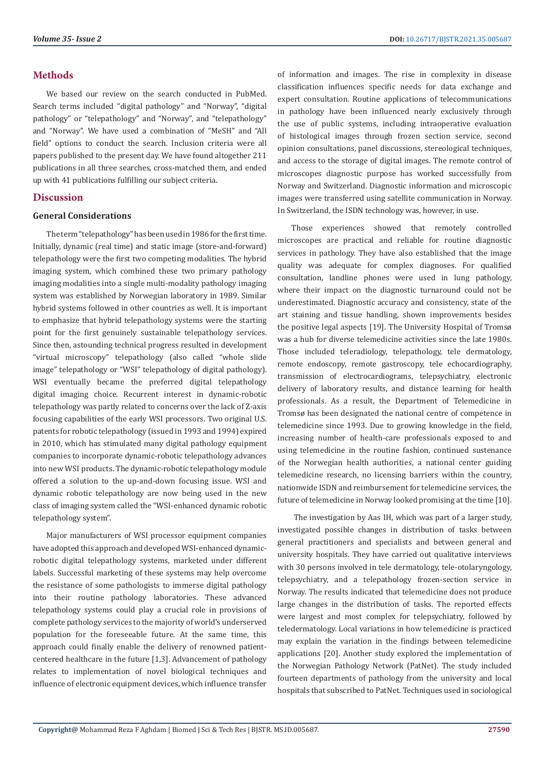## Methods

We based our review on the search conducted in PubMed. Search terms included "digital pathology" and "Norway", "digital pathology" or "telepathology" and "Norway", and "telepathology" and "Norway". We have used a combination of "MeSH" and "All field" options to conduct the search. Inclusion criteria were all papers published to the present day. We have found altogether 211 publications in all three searches, cross-matched them, and ended up with 41 publications fulfilling our subject criteria.

## Discussion

### General Considerations

The term "telepathology" has been used in 1986 for the first time. Initially, dynamic (real time) and static image (store-and-forward) telepathology were the first two competing modalities. The hybrid imaging system, which combined these two primary pathology imaging modalities into a single multi-modality pathology imaging system was established by Norwegian laboratory in 1989. Similar hybrid systems followed in other countries as well. It is important to emphasize that hybrid telepathology systems were the starting point for the first genuinely sustainable telepathology services. Since then, astounding technical progress resulted in development "virtual microscopy" telepathology (also called "whole slide image" telepathology or "WSI" telepathology of digital pathology). WSI eventually became the preferred digital telepathology digital imaging choice. Recurrent interest in dynamic-robotic telepathology was partly related to concerns over the lack of Z-axis focusing capabilities of the early WSI processors. Two original U.S. patents for robotic telepathology (issued in 1993 and 1994) expired in 2010, which has stimulated many digital pathology equipment companies to incorporate dynamic-robotic telepathology advances into new WSI products. The dynamic-robotic telepathology module offered a solution to the up-and-down focusing issue. WSI and dynamic robotic telepathology are now being used in the new class of imaging system called the "WSI-enhanced dynamic robotic telepathology system".

Major manufacturers of WSI processor equipment companies have adopted this approach and developed WSI-enhanced dynamic-robotic digital telepathology systems, marketed under different labels. Successful marketing of these systems may help overcome the resistance of some pathologists to immerse digital pathology into their routine pathology laboratories. These advanced telepathology systems could play a crucial role in provisions of complete pathology services to the majority of world's underserved population for the foreseeable future. At the same time, this approach could finally enable the delivery of renowned patient-centered healthcare in the future [1,3]. Advancement of pathology relates to implementation of novel biological techniques and influence of electronic equipment devices, which influence transfer of information and images. The rise in complexity in disease classification influences specific needs for data exchange and expert consultation. Routine applications of telecommunications in pathology have been influenced nearly exclusively through the use of public systems, including intraoperative evaluation of histological images through frozen section service, second opinion consultations, panel discussions, stereological techniques, and access to the storage of digital images. The remote control of microscopes diagnostic purpose has worked successfully from Norway and Switzerland. Diagnostic information and microscopic images were transferred using satellite communication in Norway. In Switzerland, the ISDN technology was, however, in use.

Those experiences showed that remotely controlled microscopes are practical and reliable for routine diagnostic services in pathology. They have also established that the image quality was adequate for complex diagnoses. For qualified consultation, landline phones were used in lung pathology, where their impact on the diagnostic turnaround could not be underestimated. Diagnostic accuracy and consistency, state of the art staining and tissue handling, shown improvements besides the positive legal aspects [19]. The University Hospital of Tromsø was a hub for diverse telemedicine activities since the late 1980s. Those included teleradiology, telepathology, tele dermatology, remote endoscopy, remote gastroscopy, tele echocardiography, transmission of electrocardiograms, telepsychiatry, electronic delivery of laboratory results, and distance learning for health professionals. As a result, the Department of Telemedicine in Tromsø has been designated the national centre of competence in telemedicine since 1993. Due to growing knowledge in the field, increasing number of health-care professionals exposed to and using telemedicine in the routine fashion, continued sustenance of the Norwegian health authorities, a national center guiding telemedicine research, no licensing barriers within the country, nationwide ISDN and reimbursement for telemedicine services, the future of telemedicine in Norway looked promising at the time [10].

The investigation by Aas IH, which was part of a larger study, investigated possible changes in distribution of tasks between general practitioners and specialists and between general and university hospitals. They have carried out qualitative interviews with 30 persons involved in tele dermatology, tele-otolaryngology, telepsychiatry, and a telepathology frozen-section service in Norway. The results indicated that telemedicine does not produce large changes in the distribution of tasks. The reported effects were largest and most complex for telepsychiatry, followed by teledermatology. Local variations in how telemedicine is practiced may explain the variation in the findings between telemedicine applications [20]. Another study explored the implementation of the Norwegian Pathology Network (PatNet). The study included fourteen departments of pathology from the university and local hospitals that subscribed to PatNet. Techniques used in sociological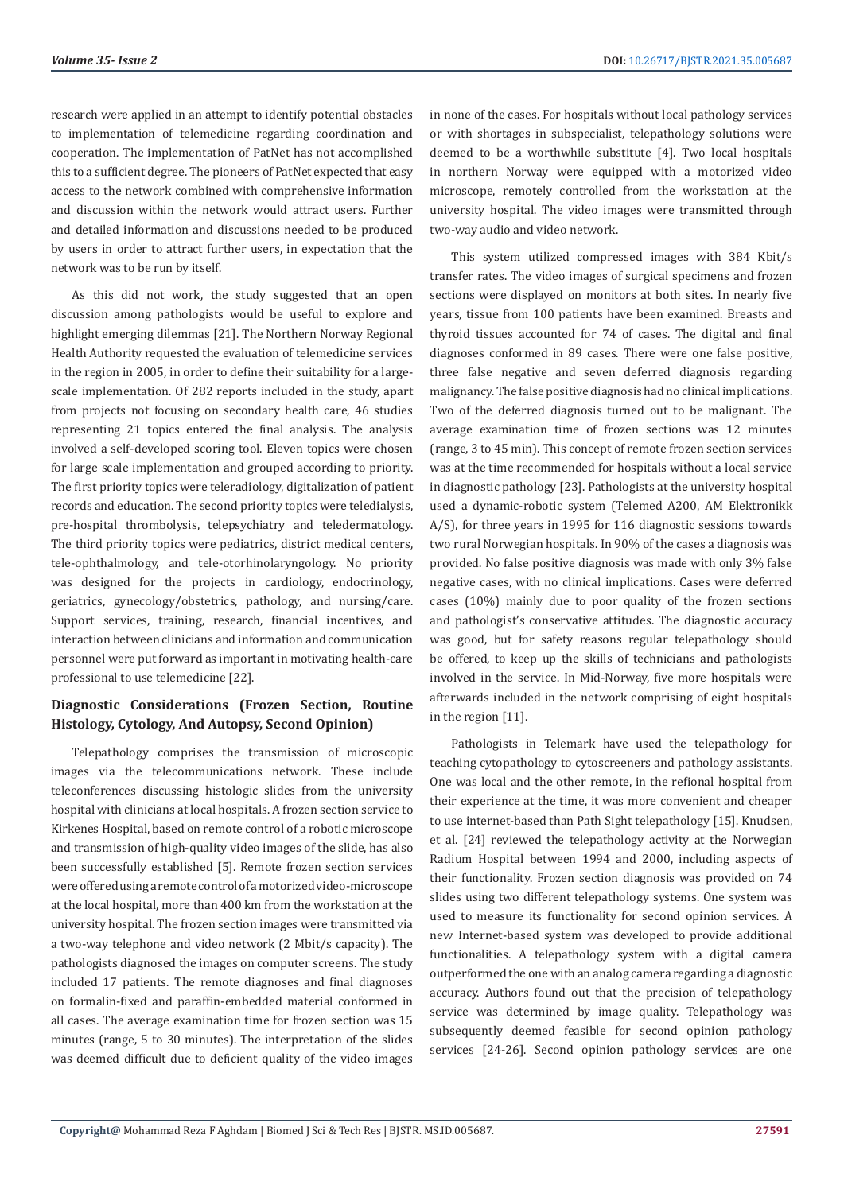research were applied in an attempt to identify potential obstacles to implementation of telemedicine regarding coordination and cooperation. The implementation of PatNet has not accomplished this to a sufficient degree. The pioneers of PatNet expected that easy access to the network combined with comprehensive information and discussion within the network would attract users. Further and detailed information and discussions needed to be produced by users in order to attract further users, in expectation that the network was to be run by itself.

As this did not work, the study suggested that an open discussion among pathologists would be useful to explore and highlight emerging dilemmas [21]. The Northern Norway Regional Health Authority requested the evaluation of telemedicine services in the region in 2005, in order to define their suitability for a large-scale implementation. Of 282 reports included in the study, apart from projects not focusing on secondary health care, 46 studies representing 21 topics entered the final analysis. The analysis involved a self-developed scoring tool. Eleven topics were chosen for large scale implementation and grouped according to priority. The first priority topics were teleradiology, digitalization of patient records and education. The second priority topics were teledialysis, pre-hospital thrombolysis, telepsychiatry and teledermatology. The third priority topics were pediatrics, district medical centers, tele-ophthalmology, and tele-otorhinolaryngology. No priority was designed for the projects in cardiology, endocrinology, geriatrics, gynecology/obstetrics, pathology, and nursing/care. Support services, training, research, financial incentives, and interaction between clinicians and information and communication personnel were put forward as important in motivating health-care professional to use telemedicine [22].

## Diagnostic Considerations (Frozen Section, Routine Histology, Cytology, And Autopsy, Second Opinion)

Telepathology comprises the transmission of microscopic images via the telecommunications network. These include teleconferences discussing histologic slides from the university hospital with clinicians at local hospitals. A frozen section service to Kirkenes Hospital, based on remote control of a robotic microscope and transmission of high-quality video images of the slide, has also been successfully established [5]. Remote frozen section services were offered using a remote control of a motorized video-microscope at the local hospital, more than 400 km from the workstation at the university hospital. The frozen section images were transmitted via a two-way telephone and video network (2 Mbit/s capacity). The pathologists diagnosed the images on computer screens. The study included 17 patients. The remote diagnoses and final diagnoses on formalin-fixed and paraffin-embedded material conformed in all cases. The average examination time for frozen section was 15 minutes (range, 5 to 30 minutes). The interpretation of the slides was deemed difficult due to deficient quality of the video images in none of the cases. For hospitals without local pathology services or with shortages in subspecialist, telepathology solutions were deemed to be a worthwhile substitute [4]. Two local hospitals in northern Norway were equipped with a motorized video microscope, remotely controlled from the workstation at the university hospital. The video images were transmitted through two-way audio and video network.

This system utilized compressed images with 384 Kbit/s transfer rates. The video images of surgical specimens and frozen sections were displayed on monitors at both sites. In nearly five years, tissue from 100 patients have been examined. Breasts and thyroid tissues accounted for 74 of cases. The digital and final diagnoses conformed in 89 cases. There were one false positive, three false negative and seven deferred diagnosis regarding malignancy. The false positive diagnosis had no clinical implications. Two of the deferred diagnosis turned out to be malignant. The average examination time of frozen sections was 12 minutes (range, 3 to 45 min). This concept of remote frozen section services was at the time recommended for hospitals without a local service in diagnostic pathology [23]. Pathologists at the university hospital used a dynamic-robotic system (Telemed A200, AM Elektronikk A/S), for three years in 1995 for 116 diagnostic sessions towards two rural Norwegian hospitals. In 90% of the cases a diagnosis was provided. No false positive diagnosis was made with only 3% false negative cases, with no clinical implications. Cases were deferred cases (10%) mainly due to poor quality of the frozen sections and pathologist's conservative attitudes. The diagnostic accuracy was good, but for safety reasons regular telepathology should be offered, to keep up the skills of technicians and pathologists involved in the service. In Mid-Norway, five more hospitals were afterwards included in the network comprising of eight hospitals in the region [11].

Pathologists in Telemark have used the telepathology for teaching cytopathology to cytoscreeners and pathology assistants. One was local and the other remote, in the refional hospital from their experience at the time, it was more convenient and cheaper to use internet-based than Path Sight telepathology [15]. Knudsen, et al. [24] reviewed the telepathology activity at the Norwegian Radium Hospital between 1994 and 2000, including aspects of their functionality. Frozen section diagnosis was provided on 74 slides using two different telepathology systems. One system was used to measure its functionality for second opinion services. A new Internet-based system was developed to provide additional functionalities. A telepathology system with a digital camera outperformed the one with an analog camera regarding a diagnostic accuracy. Authors found out that the precision of telepathology service was determined by image quality. Telepathology was subsequently deemed feasible for second opinion pathology services [24-26]. Second opinion pathology services are one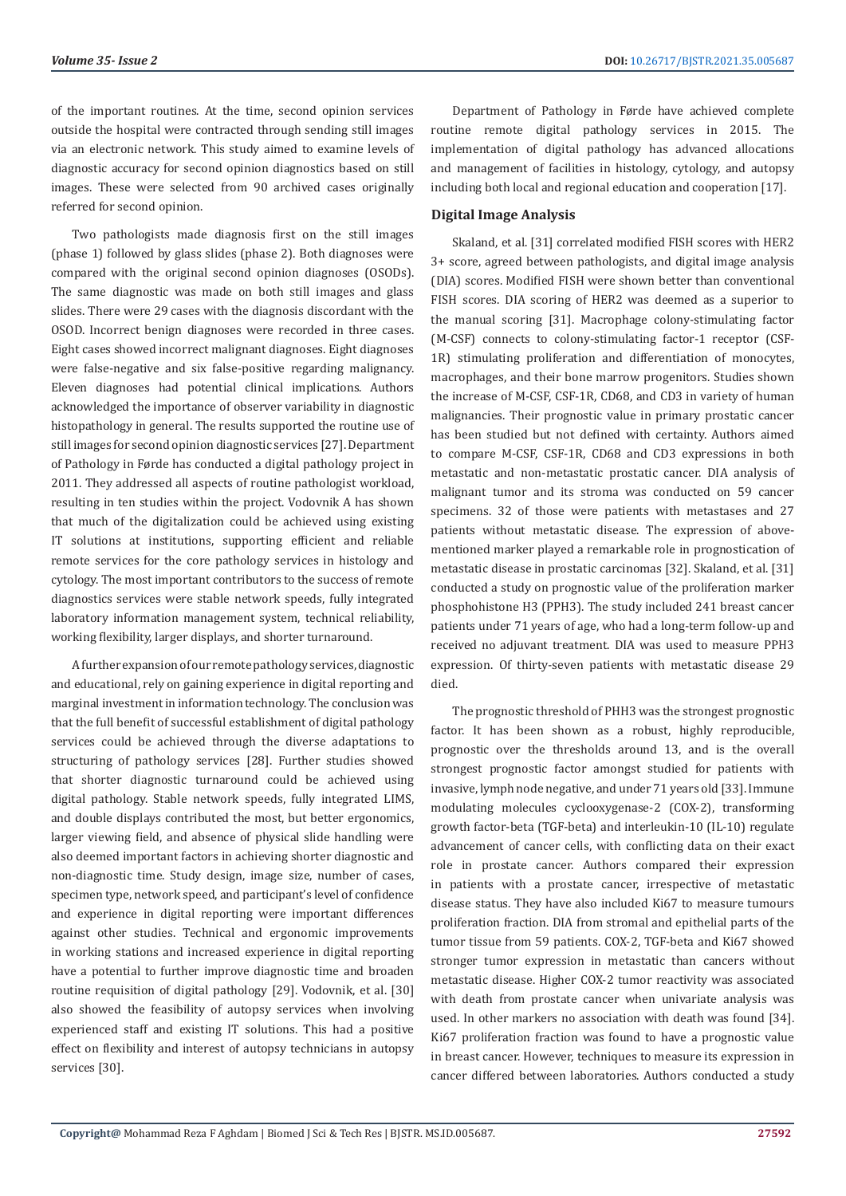of the important routines. At the time, second opinion services outside the hospital were contracted through sending still images via an electronic network. This study aimed to examine levels of diagnostic accuracy for second opinion diagnostics based on still images. These were selected from 90 archived cases originally referred for second opinion.

Two pathologists made diagnosis first on the still images (phase 1) followed by glass slides (phase 2). Both diagnoses were compared with the original second opinion diagnoses (OSODs). The same diagnostic was made on both still images and glass slides. There were 29 cases with the diagnosis discordant with the OSOD. Incorrect benign diagnoses were recorded in three cases. Eight cases showed incorrect malignant diagnoses. Eight diagnoses were false-negative and six false-positive regarding malignancy. Eleven diagnoses had potential clinical implications. Authors acknowledged the importance of observer variability in diagnostic histopathology in general. The results supported the routine use of still images for second opinion diagnostic services [27]. Department of Pathology in Førde has conducted a digital pathology project in 2011. They addressed all aspects of routine pathologist workload, resulting in ten studies within the project. Vodovnik A has shown that much of the digitalization could be achieved using existing IT solutions at institutions, supporting efficient and reliable remote services for the core pathology services in histology and cytology. The most important contributors to the success of remote diagnostics services were stable network speeds, fully integrated laboratory information management system, technical reliability, working flexibility, larger displays, and shorter turnaround.

A further expansion of our remote pathology services, diagnostic and educational, rely on gaining experience in digital reporting and marginal investment in information technology. The conclusion was that the full benefit of successful establishment of digital pathology services could be achieved through the diverse adaptations to structuring of pathology services [28]. Further studies showed that shorter diagnostic turnaround could be achieved using digital pathology. Stable network speeds, fully integrated LIMS, and double displays contributed the most, but better ergonomics, larger viewing field, and absence of physical slide handling were also deemed important factors in achieving shorter diagnostic and non-diagnostic time. Study design, image size, number of cases, specimen type, network speed, and participant's level of confidence and experience in digital reporting were important differences against other studies. Technical and ergonomic improvements in working stations and increased experience in digital reporting have a potential to further improve diagnostic time and broaden routine requisition of digital pathology [29]. Vodovnik, et al. [30] also showed the feasibility of autopsy services when involving experienced staff and existing IT solutions. This had a positive effect on flexibility and interest of autopsy technicians in autopsy services [30].

Department of Pathology in Førde have achieved complete routine remote digital pathology services in 2015. The implementation of digital pathology has advanced allocations and management of facilities in histology, cytology, and autopsy including both local and regional education and cooperation [17].

## Digital Image Analysis

Skaland, et al. [31] correlated modified FISH scores with HER2 3+ score, agreed between pathologists, and digital image analysis (DIA) scores. Modified FISH were shown better than conventional FISH scores. DIA scoring of HER2 was deemed as a superior to the manual scoring [31]. Macrophage colony-stimulating factor (M-CSF) connects to colony-stimulating factor-1 receptor (CSF-1R) stimulating proliferation and differentiation of monocytes, macrophages, and their bone marrow progenitors. Studies shown the increase of M-CSF, CSF-1R, CD68, and CD3 in variety of human malignancies. Their prognostic value in primary prostatic cancer has been studied but not defined with certainty. Authors aimed to compare M-CSF, CSF-1R, CD68 and CD3 expressions in both metastatic and non-metastatic prostatic cancer. DIA analysis of malignant tumor and its stroma was conducted on 59 cancer specimens. 32 of those were patients with metastases and 27 patients without metastatic disease. The expression of above-mentioned marker played a remarkable role in prognostication of metastatic disease in prostatic carcinomas [32]. Skaland, et al. [31] conducted a study on prognostic value of the proliferation marker phosphohistone H3 (PPH3). The study included 241 breast cancer patients under 71 years of age, who had a long-term follow-up and received no adjuvant treatment. DIA was used to measure PPH3 expression. Of thirty-seven patients with metastatic disease 29 died.

The prognostic threshold of PHH3 was the strongest prognostic factor. It has been shown as a robust, highly reproducible, prognostic over the thresholds around 13, and is the overall strongest prognostic factor amongst studied for patients with invasive, lymph node negative, and under 71 years old [33]. Immune modulating molecules cyclooxygenase-2 (COX-2), transforming growth factor-beta (TGF-beta) and interleukin-10 (IL-10) regulate advancement of cancer cells, with conflicting data on their exact role in prostate cancer. Authors compared their expression in patients with a prostate cancer, irrespective of metastatic disease status. They have also included Ki67 to measure tumours proliferation fraction. DIA from stromal and epithelial parts of the tumor tissue from 59 patients. COX-2, TGF-beta and Ki67 showed stronger tumor expression in metastatic than cancers without metastatic disease. Higher COX-2 tumor reactivity was associated with death from prostate cancer when univariate analysis was used. In other markers no association with death was found [34]. Ki67 proliferation fraction was found to have a prognostic value in breast cancer. However, techniques to measure its expression in cancer differed between laboratories. Authors conducted a study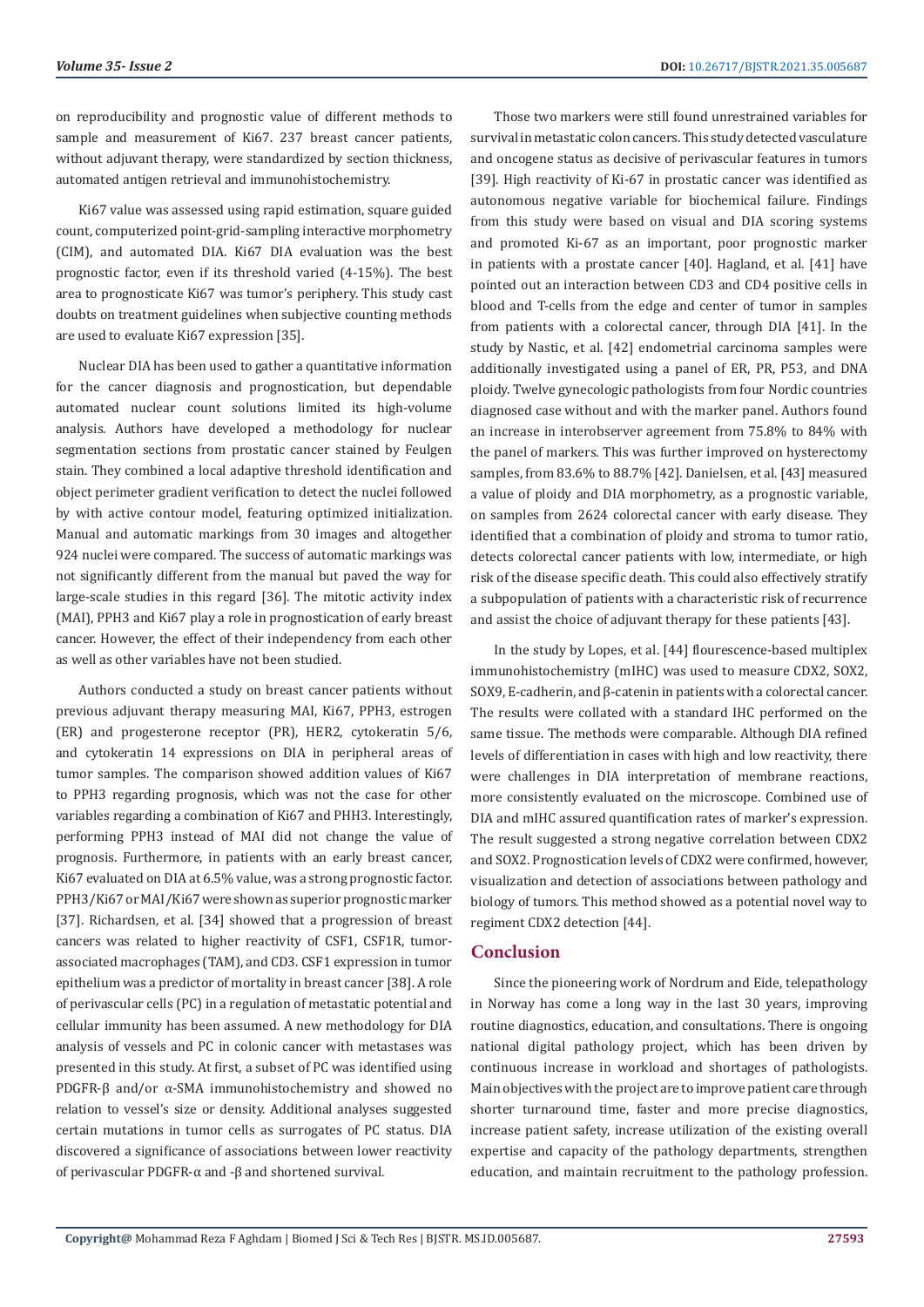on reproducibility and prognostic value of different methods to sample and measurement of Ki67. 237 breast cancer patients, without adjuvant therapy, were standardized by section thickness, automated antigen retrieval and immunohistochemistry.

Ki67 value was assessed using rapid estimation, square guided count, computerized point-grid-sampling interactive morphometry (CIM), and automated DIA. Ki67 DIA evaluation was the best prognostic factor, even if its threshold varied (4-15%). The best area to prognosticate Ki67 was tumor's periphery. This study cast doubts on treatment guidelines when subjective counting methods are used to evaluate Ki67 expression [35].

Nuclear DIA has been used to gather a quantitative information for the cancer diagnosis and prognostication, but dependable automated nuclear count solutions limited its high-volume analysis. Authors have developed a methodology for nuclear segmentation sections from prostatic cancer stained by Feulgen stain. They combined a local adaptive threshold identification and object perimeter gradient verification to detect the nuclei followed by with active contour model, featuring optimized initialization. Manual and automatic markings from 30 images and altogether 924 nuclei were compared. The success of automatic markings was not significantly different from the manual but paved the way for large-scale studies in this regard [36]. The mitotic activity index (MAI), PPH3 and Ki67 play a role in prognostication of early breast cancer. However, the effect of their independency from each other as well as other variables have not been studied.

Authors conducted a study on breast cancer patients without previous adjuvant therapy measuring MAI, Ki67, PPH3, estrogen (ER) and progesterone receptor (PR), HER2, cytokeratin 5/6, and cytokeratin 14 expressions on DIA in peripheral areas of tumor samples. The comparison showed addition values of Ki67 to PPH3 regarding prognosis, which was not the case for other variables regarding a combination of Ki67 and PHH3. Interestingly, performing PPH3 instead of MAI did not change the value of prognosis. Furthermore, in patients with an early breast cancer, Ki67 evaluated on DIA at 6.5% value, was a strong prognostic factor. PPH3/Ki67 or MAI/Ki67 were shown as superior prognostic marker [37]. Richardsen, et al. [34] showed that a progression of breast cancers was related to higher reactivity of CSF1, CSF1R, tumor-associated macrophages (TAM), and CD3. CSF1 expression in tumor epithelium was a predictor of mortality in breast cancer [38]. A role of perivascular cells (PC) in a regulation of metastatic potential and cellular immunity has been assumed. A new methodology for DIA analysis of vessels and PC in colonic cancer with metastases was presented in this study. At first, a subset of PC was identified using PDGFR-β and/or α-SMA immunohistochemistry and showed no relation to vessel's size or density. Additional analyses suggested certain mutations in tumor cells as surrogates of PC status. DIA discovered a significance of associations between lower reactivity of perivascular PDGFR-α and -β and shortened survival.

Those two markers were still found unrestrained variables for survival in metastatic colon cancers. This study detected vasculature and oncogene status as decisive of perivascular features in tumors [39]. High reactivity of Ki-67 in prostatic cancer was identified as autonomous negative variable for biochemical failure. Findings from this study were based on visual and DIA scoring systems and promoted Ki-67 as an important, poor prognostic marker in patients with a prostate cancer [40]. Hagland, et al. [41] have pointed out an interaction between CD3 and CD4 positive cells in blood and T-cells from the edge and center of tumor in samples from patients with a colorectal cancer, through DIA [41]. In the study by Nastic, et al. [42] endometrial carcinoma samples were additionally investigated using a panel of ER, PR, P53, and DNA ploidy. Twelve gynecologic pathologists from four Nordic countries diagnosed case without and with the marker panel. Authors found an increase in interobserver agreement from 75.8% to 84% with the panel of markers. This was further improved on hysterectomy samples, from 83.6% to 88.7% [42]. Danielsen, et al. [43] measured a value of ploidy and DIA morphometry, as a prognostic variable, on samples from 2624 colorectal cancer with early disease. They identified that a combination of ploidy and stroma to tumor ratio, detects colorectal cancer patients with low, intermediate, or high risk of the disease specific death. This could also effectively stratify a subpopulation of patients with a characteristic risk of recurrence and assist the choice of adjuvant therapy for these patients [43].

In the study by Lopes, et al. [44] flourescence-based multiplex immunohistochemistry (mIHC) was used to measure CDX2, SOX2, SOX9, E-cadherin, and β-catenin in patients with a colorectal cancer. The results were collated with a standard IHC performed on the same tissue. The methods were comparable. Although DIA refined levels of differentiation in cases with high and low reactivity, there were challenges in DIA interpretation of membrane reactions, more consistently evaluated on the microscope. Combined use of DIA and mIHC assured quantification rates of marker's expression. The result suggested a strong negative correlation between CDX2 and SOX2. Prognostication levels of CDX2 were confirmed, however, visualization and detection of associations between pathology and biology of tumors. This method showed as a potential novel way to regiment CDX2 detection [44].

## Conclusion

Since the pioneering work of Nordrum and Eide, telepathology in Norway has come a long way in the last 30 years, improving routine diagnostics, education, and consultations. There is ongoing national digital pathology project, which has been driven by continuous increase in workload and shortages of pathologists. Main objectives with the project are to improve patient care through shorter turnaround time, faster and more precise diagnostics, increase patient safety, increase utilization of the existing overall expertise and capacity of the pathology departments, strengthen education, and maintain recruitment to the pathology profession.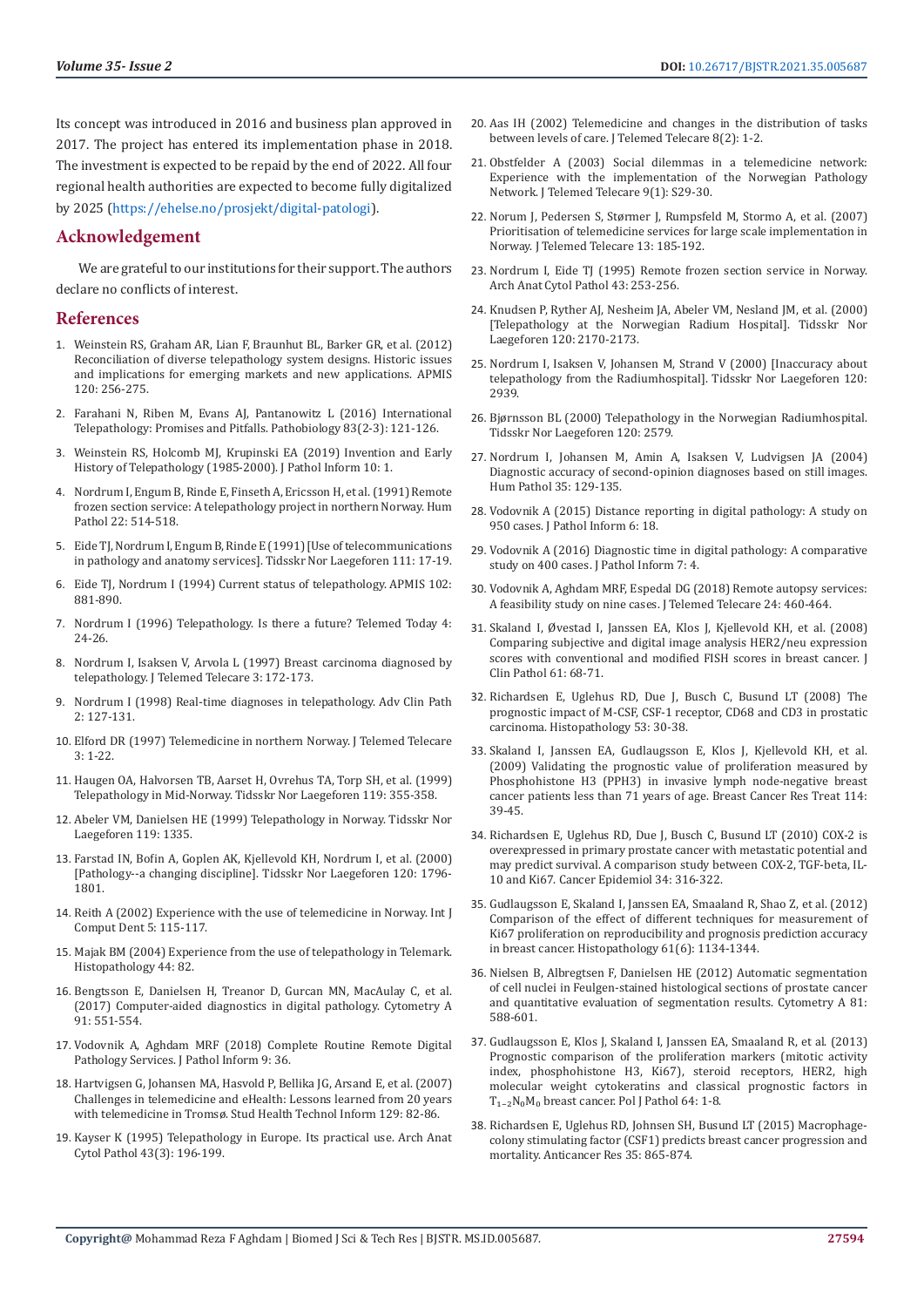Its concept was introduced in 2016 and business plan approved in 2017. The project has entered its implementation phase in 2018. The investment is expected to be repaid by the end of 2022. All four regional health authorities are expected to become fully digitalized by 2025 (https://ehelse.no/prosjekt/digital-patologi).

## Acknowledgement

We are grateful to our institutions for their support. The authors declare no conflicts of interest.

## References

1. Weinstein RS, Graham AR, Lian F, Braunhut BL, Barker GR, et al. (2012) Reconciliation of diverse telepathology system designs. Historic issues and implications for emerging markets and new applications. APMIS 120: 256-275.
2. Farahani N, Riben M, Evans AJ, Pantanowitz L (2016) International Telepathology: Promises and Pitfalls. Pathobiology 83(2-3): 121-126.
3. Weinstein RS, Holcomb MJ, Krupinski EA (2019) Invention and Early History of Telepathology (1985-2000). J Pathol Inform 10: 1.
4. Nordrum I, Engum B, Rinde E, Finseth A, Ericsson H, et al. (1991) Remote frozen section service: A telepathology project in northern Norway. Hum Pathol 22: 514-518.
5. Eide TJ, Nordrum I, Engum B, Rinde E (1991) [Use of telecommunications in pathology and anatomy services]. Tidsskr Nor Laegeforen 111: 17-19.
6. Eide TJ, Nordrum I (1994) Current status of telepathology. APMIS 102: 881-890.
7. Nordrum I (1996) Telepathology. Is there a future? Telemed Today 4: 24-26.
8. Nordrum I, Isaksen V, Arvola L (1997) Breast carcinoma diagnosed by telepathology. J Telemed Telecare 3: 172-173.
9. Nordrum I (1998) Real-time diagnoses in telepathology. Adv Clin Path 2: 127-131.
10. Elford DR (1997) Telemedicine in northern Norway. J Telemed Telecare 3: 1-22.
11. Haugen OA, Halvorsen TB, Aarset H, Ovrehus TA, Torp SH, et al. (1999) Telepathology in Mid-Norway. Tidsskr Nor Laegeforen 119: 355-358.
12. Abeler VM, Danielsen HE (1999) Telepathology in Norway. Tidsskr Nor Laegeforen 119: 1335.
13. Farstad IN, Bofin A, Goplen AK, Kjellevold KH, Nordrum I, et al. (2000) [Pathology--a changing discipline]. Tidsskr Nor Laegeforen 120: 1796-1801.
14. Reith A (2002) Experience with the use of telemedicine in Norway. Int J Comput Dent 5: 115-117.
15. Majak BM (2004) Experience from the use of telepathology in Telemark. Histopathology 44: 82.
16. Bengtsson E, Danielsen H, Treanor D, Gurcan MN, MacAulay C, et al. (2017) Computer-aided diagnostics in digital pathology. Cytometry A 91: 551-554.
17. Vodovnik A, Aghdam MRF (2018) Complete Routine Remote Digital Pathology Services. J Pathol Inform 9: 36.
18. Hartvigsen G, Johansen MA, Hasvold P, Bellika JG, Arsand E, et al. (2007) Challenges in telemedicine and eHealth: Lessons learned from 20 years with telemedicine in Tromsø. Stud Health Technol Inform 129: 82-86.
19. Kayser K (1995) Telepathology in Europe. Its practical use. Arch Anat Cytol Pathol 43(3): 196-199.
20. Aas IH (2002) Telemedicine and changes in the distribution of tasks between levels of care. J Telemed Telecare 8(2): 1-2.
21. Obstfelder A (2003) Social dilemmas in a telemedicine network: Experience with the implementation of the Norwegian Pathology Network. J Telemed Telecare 9(1): S29-30.
22. Norum J, Pedersen S, Størmer J, Rumpsfeld M, Stormo A, et al. (2007) Prioritisation of telemedicine services for large scale implementation in Norway. J Telemed Telecare 13: 185-192.
23. Nordrum I, Eide TJ (1995) Remote frozen section service in Norway. Arch Anat Cytol Pathol 43: 253-256.
24. Knudsen P, Ryther AJ, Nesheim JA, Abeler VM, Nesland JM, et al. (2000) [Telepathology at the Norwegian Radium Hospital]. Tidsskr Nor Laegeforen 120: 2170-2173.
25. Nordrum I, Isaksen V, Johansen M, Strand V (2000) [Inaccuracy about telepathology from the Radiumhospital]. Tidsskr Nor Laegeforen 120: 2939.
26. Bjørnsson BL (2000) Telepathology in the Norwegian Radiumhospital. Tidsskr Nor Laegeforen 120: 2579.
27. Nordrum I, Johansen M, Amin A, Isaksen V, Ludvigsen JA (2004) Diagnostic accuracy of second-opinion diagnoses based on still images. Hum Pathol 35: 129-135.
28. Vodovnik A (2015) Distance reporting in digital pathology: A study on 950 cases. J Pathol Inform 6: 18.
29. Vodovnik A (2016) Diagnostic time in digital pathology: A comparative study on 400 cases. J Pathol Inform 7: 4.
30. Vodovnik A, Aghdam MRF, Espedal DG (2018) Remote autopsy services: A feasibility study on nine cases. J Telemed Telecare 24: 460-464.
31. Skaland I, Øvestad I, Janssen EA, Klos J, Kjellevold KH, et al. (2008) Comparing subjective and digital image analysis HER2/neu expression scores with conventional and modified FISH scores in breast cancer. J Clin Pathol 61: 68-71.
32. Richardsen E, Uglehus RD, Due J, Busch C, Busund LT (2008) The prognostic impact of M-CSF, CSF-1 receptor, CD68 and CD3 in prostatic carcinoma. Histopathology 53: 30-38.
33. Skaland I, Janssen EA, Gudlaugsson E, Klos J, Kjellevold KH, et al. (2009) Validating the prognostic value of proliferation measured by Phosphohistone H3 (PPH3) in invasive lymph node-negative breast cancer patients less than 71 years of age. Breast Cancer Res Treat 114: 39-45.
34. Richardsen E, Uglehus RD, Due J, Busch C, Busund LT (2010) COX-2 is overexpressed in primary prostate cancer with metastatic potential and may predict survival. A comparison study between COX-2, TGF-beta, IL-10 and Ki67. Cancer Epidemiol 34: 316-322.
35. Gudlaugsson E, Skaland I, Janssen EA, Smaaland R, Shao Z, et al. (2012) Comparison of the effect of different techniques for measurement of Ki67 proliferation on reproducibility and prognosis prediction accuracy in breast cancer. Histopathology 61(6): 1134-1344.
36. Nielsen B, Albregtsen F, Danielsen HE (2012) Automatic segmentation of cell nuclei in Feulgen-stained histological sections of prostate cancer and quantitative evaluation of segmentation results. Cytometry A 81: 588-601.
37. Gudlaugsson E, Klos J, Skaland I, Janssen EA, Smaaland R, et al. (2013) Prognostic comparison of the proliferation markers (mitotic activity index, phosphohistone H3, Ki67), steroid receptors, HER2, high molecular weight cytokeratins and classical prognostic factors in $T_{1-2}N_0M_0$ breast cancer. Pol J Pathol 64: 1-8.
38. Richardsen E, Uglehus RD, Johnsen SH, Busund LT (2015) Macrophage-colony stimulating factor (CSF1) predicts breast cancer progression and mortality. Anticancer Res 35: 865-874.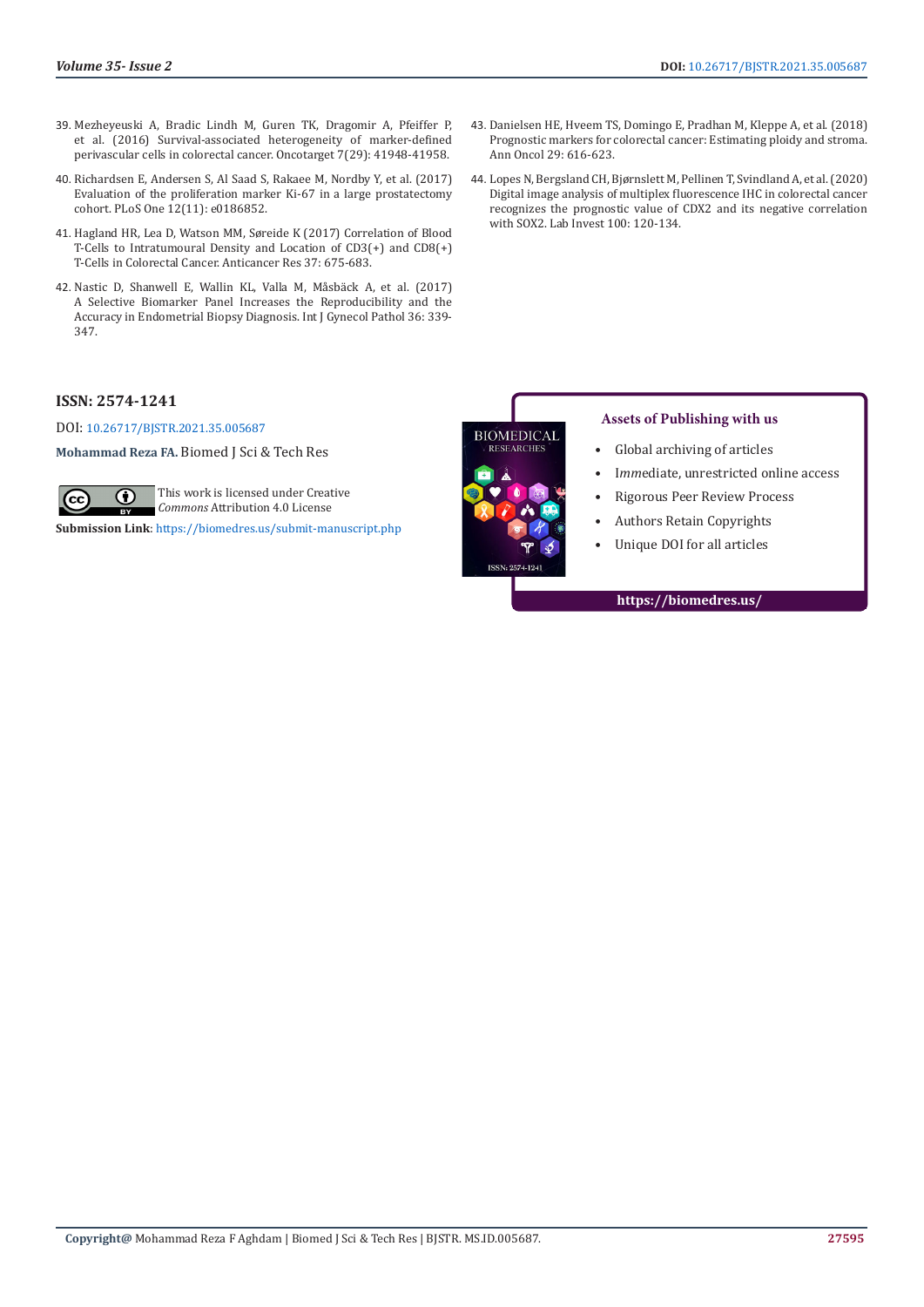39. Mezheyeuski A, Bradic Lindh M, Guren TK, Dragomir A, Pfeiffer P, et al. (2016) Survival-associated heterogeneity of marker-defined perivascular cells in colorectal cancer. Oncotarget 7(29): 41948-41958.
40. Richardsen E, Andersen S, Al Saad S, Rakaee M, Nordby Y, et al. (2017) Evaluation of the proliferation marker Ki-67 in a large prostatectomy cohort. PLoS One 12(11): e0186852.
41. Hagland HR, Lea D, Watson MM, Søreide K (2017) Correlation of Blood T-Cells to Intratumoural Density and Location of CD3(+) and CD8(+) T-Cells in Colorectal Cancer. Anticancer Res 37: 675-683.
42. Nastic D, Shanwell E, Wallin KL, Valla M, Måsbäck A, et al. (2017) A Selective Biomarker Panel Increases the Reproducibility and the Accuracy in Endometrial Biopsy Diagnosis. Int J Gynecol Pathol 36: 339-347.
43. Danielsen HE, Hveem TS, Domingo E, Pradhan M, Kleppe A, et al. (2018) Prognostic markers for colorectal cancer: Estimating ploidy and stroma. Ann Oncol 29: 616-623.
44. Lopes N, Bergsland CH, Bjørnslett M, Pellinen T, Svindland A, et al. (2020) Digital image analysis of multiplex fluorescence IHC in colorectal cancer recognizes the prognostic value of CDX2 and its negative correlation with SOX2. Lab Invest 100: 120-134.

**ISSN: 2574-1241**

DOI: 10.26717/BJSTR.2021.35.005687

**Mohammad Reza FA.** Biomed J Sci & Tech Res

This work is licensed under Creative *Commons* Attribution 4.0 License

**Submission Link**: https://biomedres.us/submit-manuscript.php

**Assets of Publishing with us**

- Global archiving of articles
- Immediate, unrestricted online access
- Rigorous Peer Review Process
- Authors Retain Copyrights
- Unique DOI for all articles

**https://biomedres.us/**